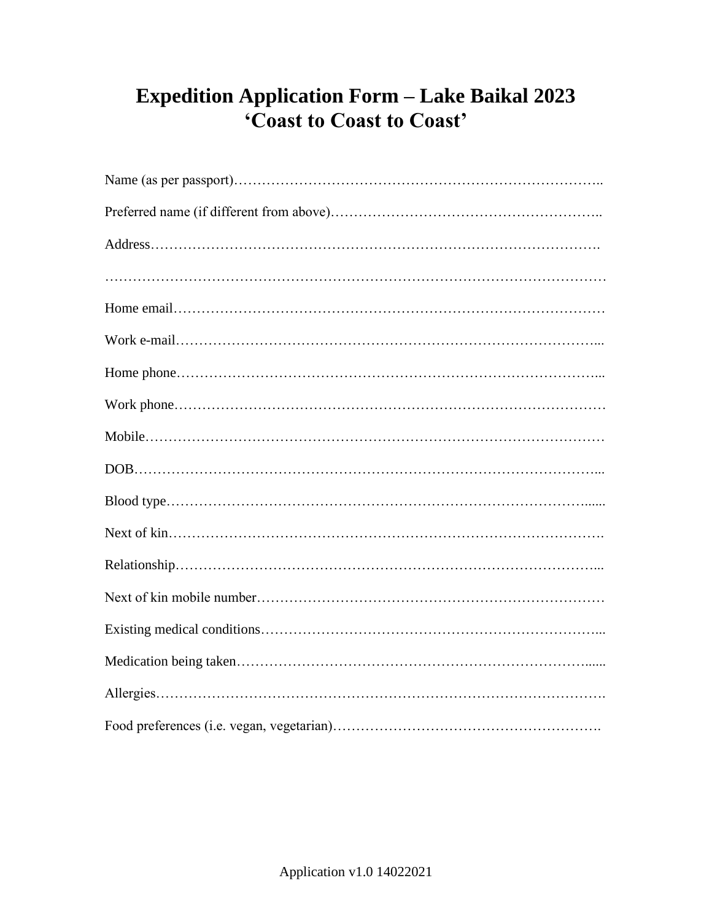# Expedition Application Form – Lake Baikal 2023
# 'Coast to Coast to Coast'

Name (as per passport)…………………………………………………………………..

Preferred name (if different from above)………………………………………………..

Address……………………………………………………………………………………

…………………………………………………………………………………………………

Home email………………………………………………………………………………

Work e-mail……………………………………………………………………………...

Home phone……………………………………………………………………………...

Work phone………………………………………………………………………………

Mobile……………………………………………………………………………………

DOB……………………………………………………………………………………...

Blood type……………………………………………………………………………......

Next of kin……………………………………………………………………………….

Relationship……………………………………………………………………………...

Next of kin mobile number………………………………………………………………

Existing medical conditions……………………………………………………………...

Medication being taken………………………………………………………………......

Allergies………………………………………………………………………………….

Food preferences (i.e. vegan, vegetarian)……………………………………………….

Application v1.0 14022021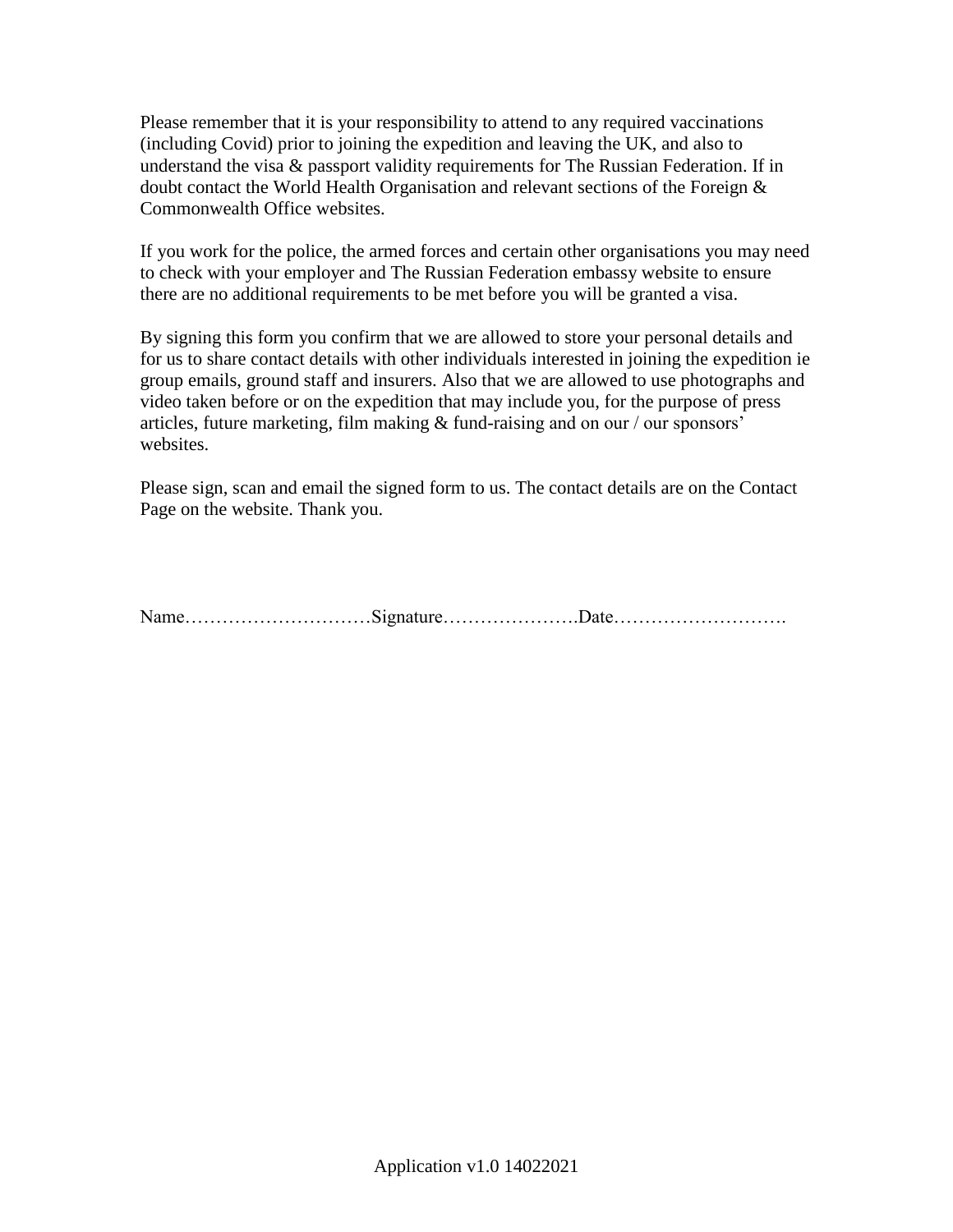Please remember that it is your responsibility to attend to any required vaccinations (including Covid) prior to joining the expedition and leaving the UK, and also to understand the visa & passport validity requirements for The Russian Federation. If in doubt contact the World Health Organisation and relevant sections of the Foreign & Commonwealth Office websites.

If you work for the police, the armed forces and certain other organisations you may need to check with your employer and The Russian Federation embassy website to ensure there are no additional requirements to be met before you will be granted a visa.

By signing this form you confirm that we are allowed to store your personal details and for us to share contact details with other individuals interested in joining the expedition ie group emails, ground staff and insurers. Also that we are allowed to use photographs and video taken before or on the expedition that may include you, for the purpose of press articles, future marketing, film making & fund-raising and on our / our sponsors' websites.

Please sign, scan and email the signed form to us. The contact details are on the Contact Page on the website. Thank you.

Name…………………………Signature………………….Date……………………….

Application v1.0 14022021